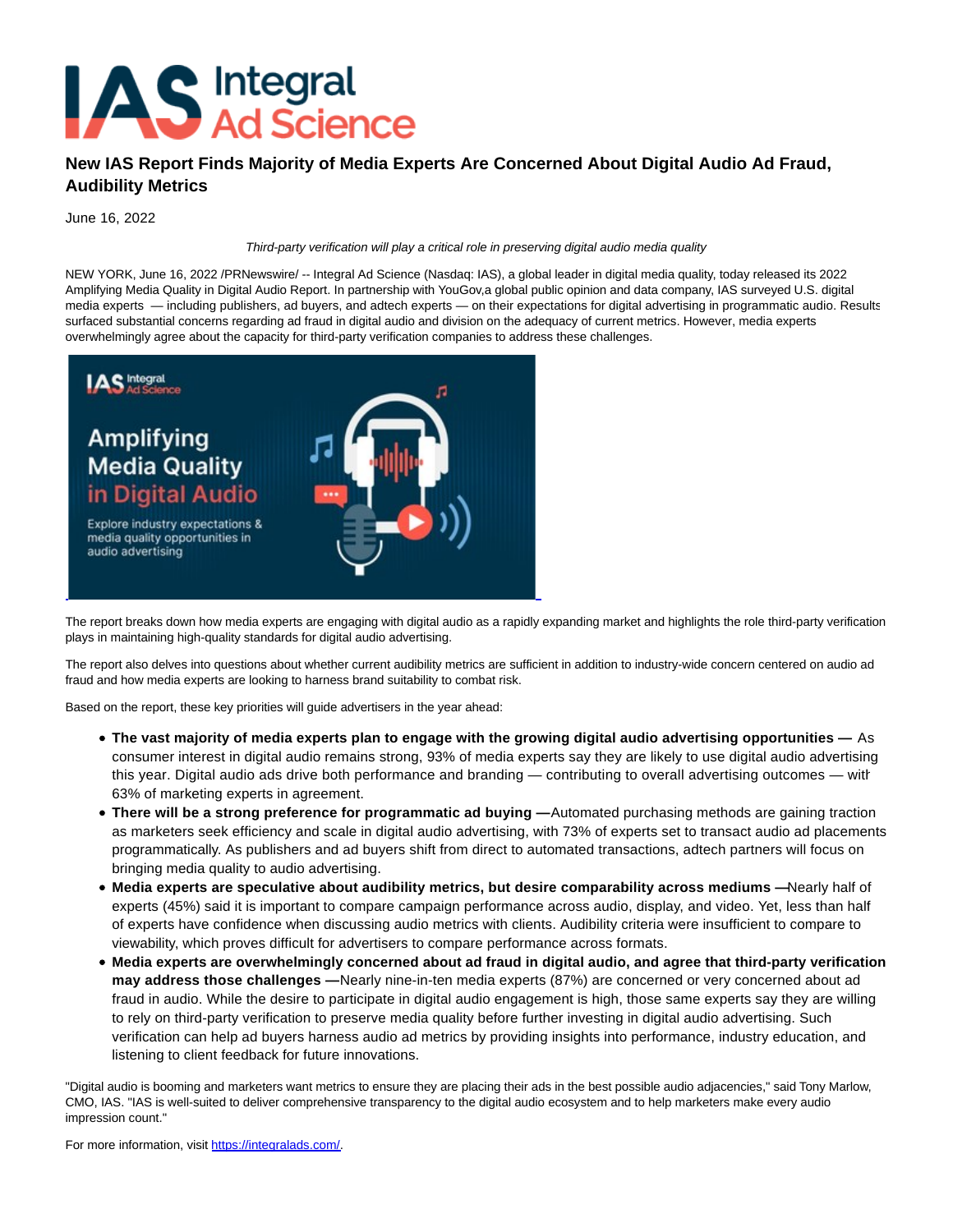# New IAS Report Finds Majority of Media Experts Are Concerned About Digital Audio Ad Fraud, Audibility Metrics

June 16, 2022

*Third-party verification will play a critical role in preserving digital audio media quality*

NEW YORK, June 16, 2022 /PRNewswire/ -- Integral Ad Science (Nasdaq: IAS), a global leader in digital media quality, today released its 2022 Amplifying Media Quality in Digital Audio Report. In partnership with YouGov,a global public opinion and data company, IAS surveyed U.S. digital media experts — including publishers, ad buyers, and adtech experts — on their expectations for digital advertising in programmatic audio. Results surfaced substantial concerns regarding ad fraud in digital audio and division on the adequacy of current metrics. However, media experts overwhelmingly agree about the capacity for third-party verification companies to address these challenges.

The report breaks down how media experts are engaging with digital audio as a rapidly expanding market and highlights the role third-party verification plays in maintaining high-quality standards for digital audio advertising.

The report also delves into questions about whether current audibility metrics are sufficient in addition to industry-wide concern centered on audio ad fraud and how media experts are looking to harness brand suitability to combat risk.

Based on the report, these key priorities will guide advertisers in the year ahead:

- **The vast majority of media experts plan to engage with the growing digital audio advertising opportunities —** As consumer interest in digital audio remains strong, 93% of media experts say they are likely to use digital audio advertising this year. Digital audio ads drive both performance and branding — contributing to overall advertising outcomes — with 63% of marketing experts in agreement.
- **There will be a strong preference for programmatic ad buying —**Automated purchasing methods are gaining traction as marketers seek efficiency and scale in digital audio advertising, with 73% of experts set to transact audio ad placements programmatically. As publishers and ad buyers shift from direct to automated transactions, adtech partners will focus on bringing media quality to audio advertising.
- **Media experts are speculative about audibility metrics, but desire comparability across mediums —**Nearly half of experts (45%) said it is important to compare campaign performance across audio, display, and video. Yet, less than half of experts have confidence when discussing audio metrics with clients. Audibility criteria were insufficient to compare to viewability, which proves difficult for advertisers to compare performance across formats.
- **Media experts are overwhelmingly concerned about ad fraud in digital audio, and agree that third-party verification may address those challenges —**Nearly nine-in-ten media experts (87%) are concerned or very concerned about ad fraud in audio. While the desire to participate in digital audio engagement is high, those same experts say they are willing to rely on third-party verification to preserve media quality before further investing in digital audio advertising. Such verification can help ad buyers harness audio ad metrics by providing insights into performance, industry education, and listening to client feedback for future innovations.

"Digital audio is booming and marketers want metrics to ensure they are placing their ads in the best possible audio adjacencies," said Tony Marlow, CMO, IAS. "IAS is well-suited to deliver comprehensive transparency to the digital audio ecosystem and to help marketers make every audio impression count."

For more information, visit https://integralads.com/.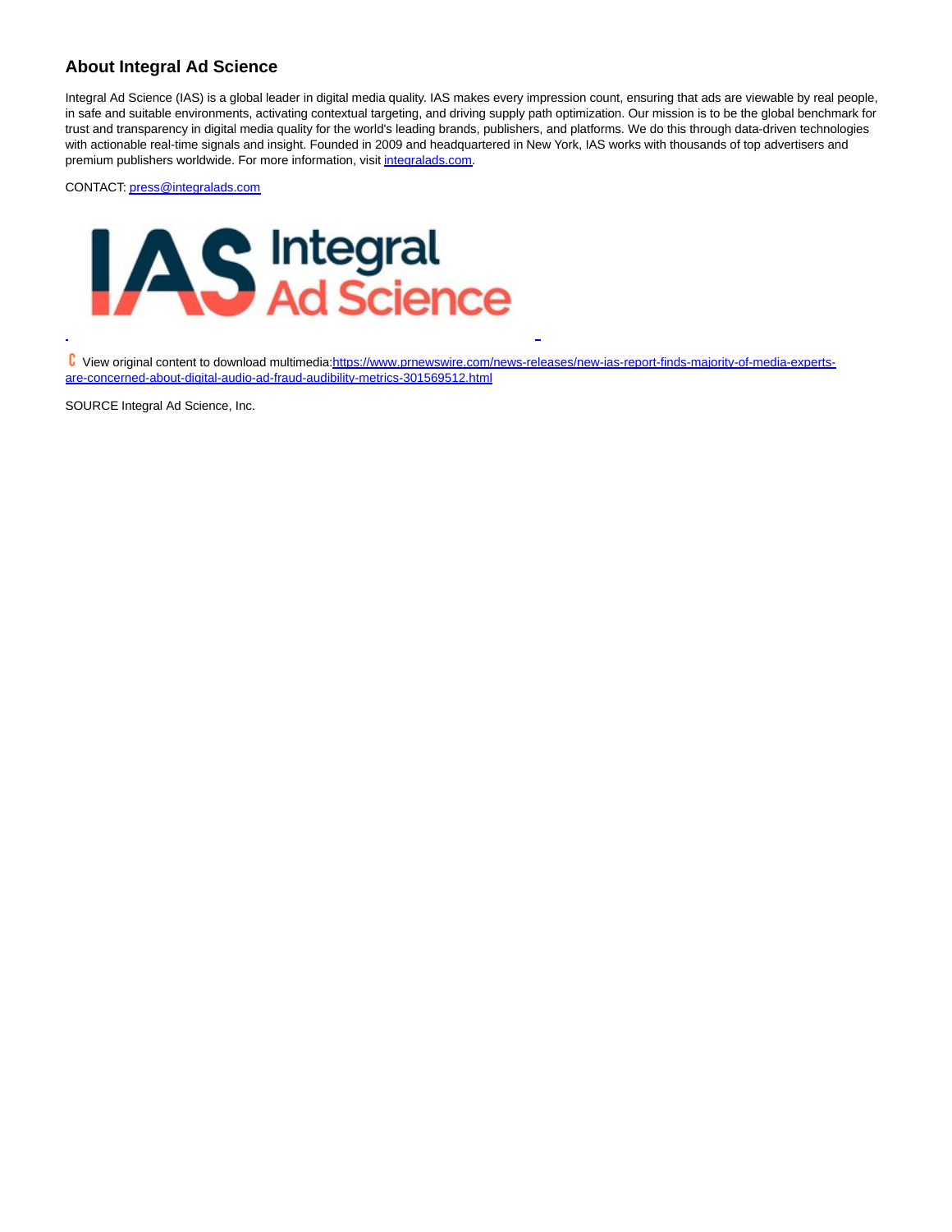## About Integral Ad Science

Integral Ad Science (IAS) is a global leader in digital media quality. IAS makes every impression count, ensuring that ads are viewable by real people, in safe and suitable environments, activating contextual targeting, and driving supply path optimization. Our mission is to be the global benchmark for trust and transparency in digital media quality for the world's leading brands, publishers, and platforms. We do this through data-driven technologies with actionable real-time signals and insight. Founded in 2009 and headquartered in New York, IAS works with thousands of top advertisers and premium publishers worldwide. For more information, visit integralads.com.

CONTACT: press@integralads.com

View original content to download multimedia:https://www.prnewswire.com/news-releases/new-ias-report-finds-majority-of-media-experts-are-concerned-about-digital-audio-ad-fraud-audibility-metrics-301569512.html

SOURCE Integral Ad Science, Inc.